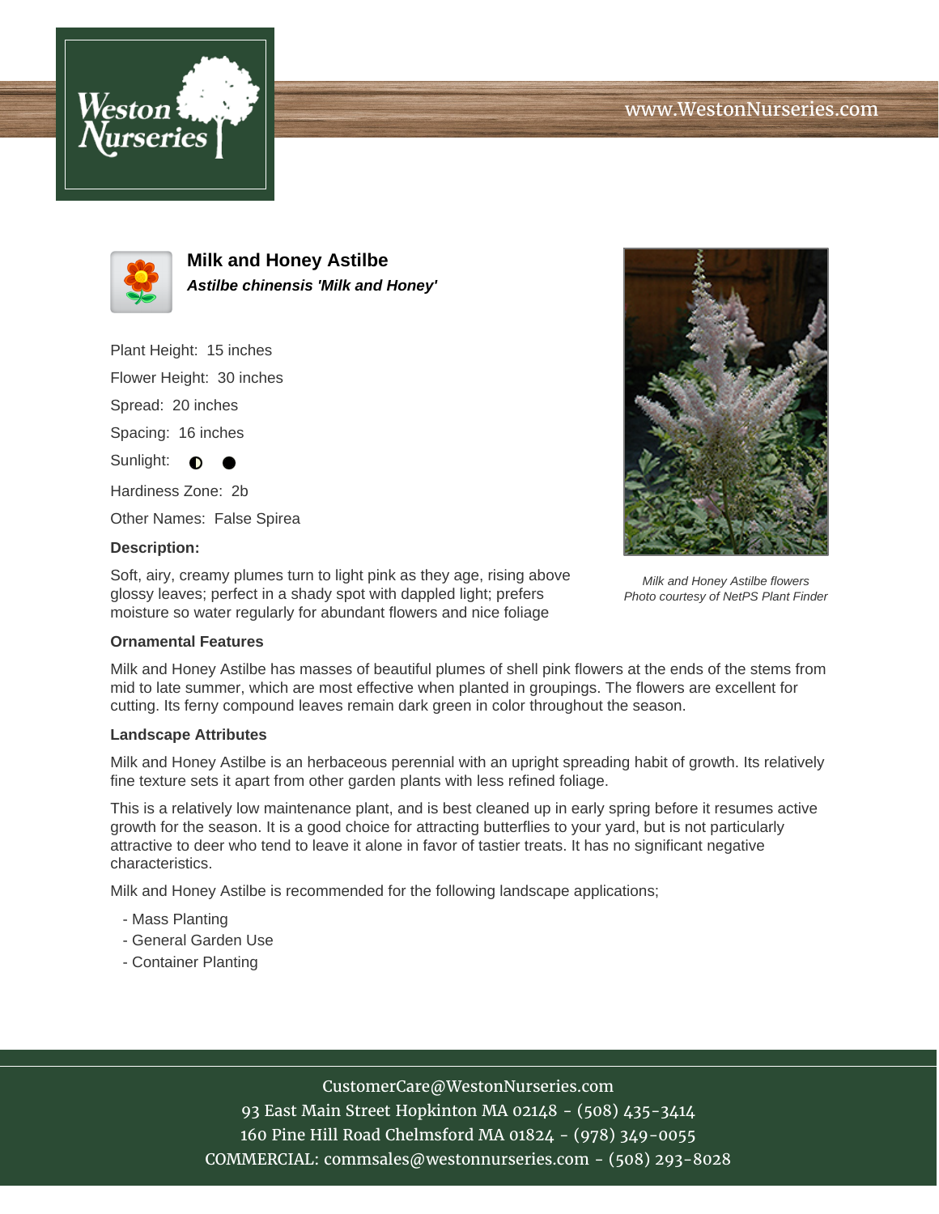# Milk and Honey Astilbe

***Astilbe chinensis 'Milk and Honey'***

Plant Height: 15 inches

Flower Height: 30 inches

Spread: 20 inches

Spacing: 16 inches

Sunlight: ◐ ●

Hardiness Zone: 2b

Other Names: False Spirea

**Description:**

Soft, airy, creamy plumes turn to light pink as they age, rising above glossy leaves; perfect in a shady spot with dappled light; prefers moisture so water regularly for abundant flowers and nice foliage

*Milk and Honey Astilbe flowers*
*Photo courtesy of NetPS Plant Finder*

### Ornamental Features

Milk and Honey Astilbe has masses of beautiful plumes of shell pink flowers at the ends of the stems from mid to late summer, which are most effective when planted in groupings. The flowers are excellent for cutting. Its ferny compound leaves remain dark green in color throughout the season.

### Landscape Attributes

Milk and Honey Astilbe is an herbaceous perennial with an upright spreading habit of growth. Its relatively fine texture sets it apart from other garden plants with less refined foliage.

This is a relatively low maintenance plant, and is best cleaned up in early spring before it resumes active growth for the season. It is a good choice for attracting butterflies to your yard, but is not particularly attractive to deer who tend to leave it alone in favor of tastier treats. It has no significant negative characteristics.

Milk and Honey Astilbe is recommended for the following landscape applications;

- Mass Planting
- General Garden Use
- Container Planting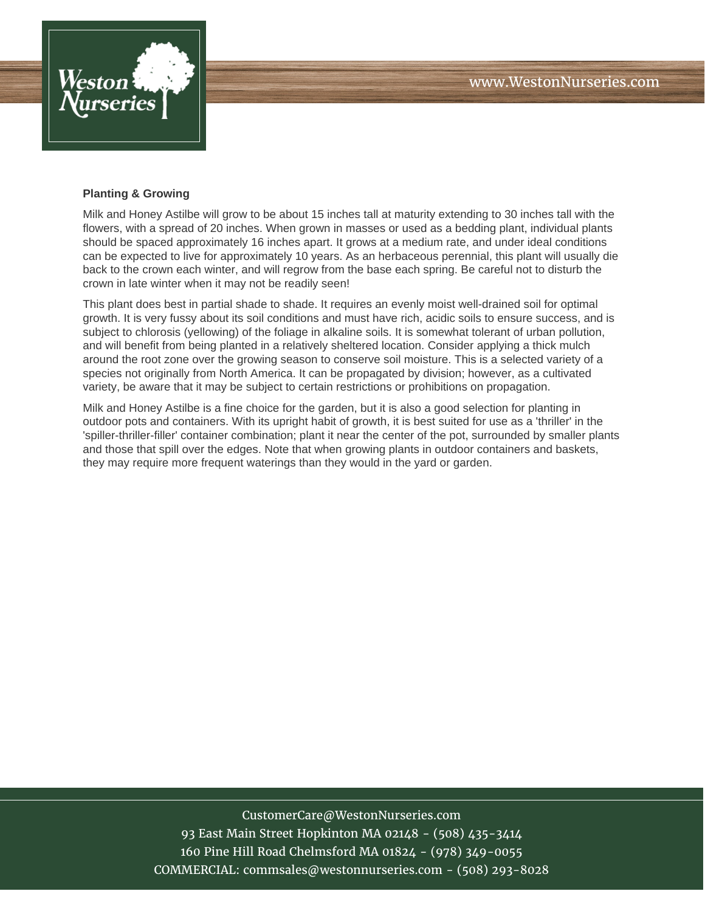### Planting & Growing

Milk and Honey Astilbe will grow to be about 15 inches tall at maturity extending to 30 inches tall with the flowers, with a spread of 20 inches. When grown in masses or used as a bedding plant, individual plants should be spaced approximately 16 inches apart. It grows at a medium rate, and under ideal conditions can be expected to live for approximately 10 years. As an herbaceous perennial, this plant will usually die back to the crown each winter, and will regrow from the base each spring. Be careful not to disturb the crown in late winter when it may not be readily seen!

This plant does best in partial shade to shade. It requires an evenly moist well-drained soil for optimal growth. It is very fussy about its soil conditions and must have rich, acidic soils to ensure success, and is subject to chlorosis (yellowing) of the foliage in alkaline soils. It is somewhat tolerant of urban pollution, and will benefit from being planted in a relatively sheltered location. Consider applying a thick mulch around the root zone over the growing season to conserve soil moisture. This is a selected variety of a species not originally from North America. It can be propagated by division; however, as a cultivated variety, be aware that it may be subject to certain restrictions or prohibitions on propagation.

Milk and Honey Astilbe is a fine choice for the garden, but it is also a good selection for planting in outdoor pots and containers. With its upright habit of growth, it is best suited for use as a 'thriller' in the 'spiller-thriller-filler' container combination; plant it near the center of the pot, surrounded by smaller plants and those that spill over the edges. Note that when growing plants in outdoor containers and baskets, they may require more frequent waterings than they would in the yard or garden.